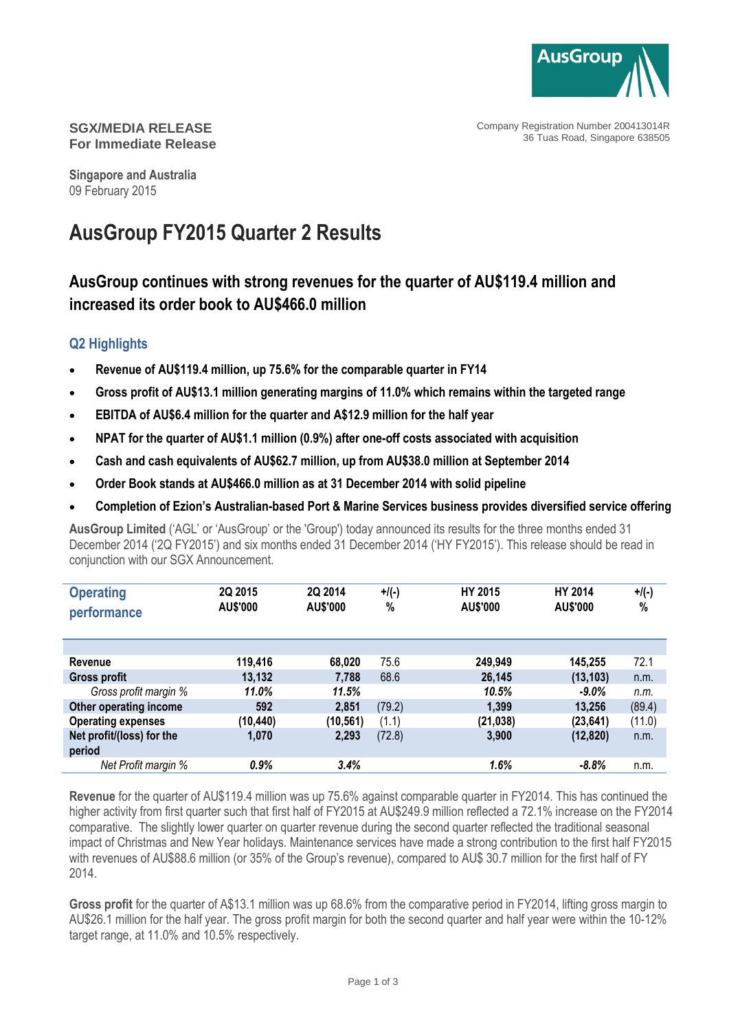AusGroup

**SGX/MEDIA RELEASE**
**For Immediate Release**

Company Registration Number 200413014R
36 Tuas Road, Singapore 638505

**Singapore and Australia**
09 February 2015

# AusGroup FY2015 Quarter 2 Results

## AusGroup continues with strong revenues for the quarter of AU$119.4 million and increased its order book to AU$466.0 million

### Q2 Highlights

- **Revenue of AU$119.4 million, up 75.6% for the comparable quarter in FY14**
- **Gross profit of AU$13.1 million generating margins of 11.0% which remains within the targeted range**
- **EBITDA of AU$6.4 million for the quarter and A$12.9 million for the half year**
- **NPAT for the quarter of AU$1.1 million (0.9%) after one-off costs associated with acquisition**
- **Cash and cash equivalents of AU$62.7 million, up from AU$38.0 million at September 2014**
- **Order Book stands at AU$466.0 million as at 31 December 2014 with solid pipeline**
- **Completion of Ezion's Australian-based Port & Marine Services business provides diversified service offering**

**AusGroup Limited** ('AGL' or 'AusGroup' or the 'Group') today announced its results for the three months ended 31 December 2014 ('2Q FY2015') and six months ended 31 December 2014 ('HY FY2015'). This release should be read in conjunction with our SGX Announcement.

| Operating performance | 2Q 2015 AU$'000 | 2Q 2014 AU$'000 | +/(-) % | HY 2015 AU$'000 | HY 2014 AU$'000 | +/(-) % |
|---|---|---|---|---|---|---|
| **Revenue** | **119,416** | **68,020** | 75.6 | **249,949** | **145,255** | 72.1 |
| **Gross profit** | **13,132** | **7,788** | 68.6 | **26,145** | **(13,103)** | n.m. |
| *Gross profit margin %* | ***11.0%*** | ***11.5%*** | | ***10.5%*** | ***-9.0%*** | *n.m.* |
| **Other operating income** | **592** | **2,851** | (79.2) | **1,399** | **13,256** | (89.4) |
| **Operating expenses** | **(10,440)** | **(10,561)** | (1.1) | **(21,038)** | **(23,641)** | (11.0) |
| **Net profit/(loss) for the period** | **1,070** | **2,293** | (72.8) | **3,900** | **(12,820)** | n.m. |
| *Net Profit margin %* | ***0.9%*** | ***3.4%*** | | ***1.6%*** | ***-8.8%*** | n.m. |

**Revenue** for the quarter of AU$119.4 million was up 75.6% against comparable quarter in FY2014. This has continued the higher activity from first quarter such that first half of FY2015 at AU$249.9 million reflected a 72.1% increase on the FY2014 comparative. The slightly lower quarter on quarter revenue during the second quarter reflected the traditional seasonal impact of Christmas and New Year holidays. Maintenance services have made a strong contribution to the first half FY2015 with revenues of AU$88.6 million (or 35% of the Group's revenue), compared to AU$ 30.7 million for the first half of FY 2014.

**Gross profit** for the quarter of A$13.1 million was up 68.6% from the comparative period in FY2014, lifting gross margin to AU$26.1 million for the half year. The gross profit margin for both the second quarter and half year were within the 10-12% target range, at 11.0% and 10.5% respectively.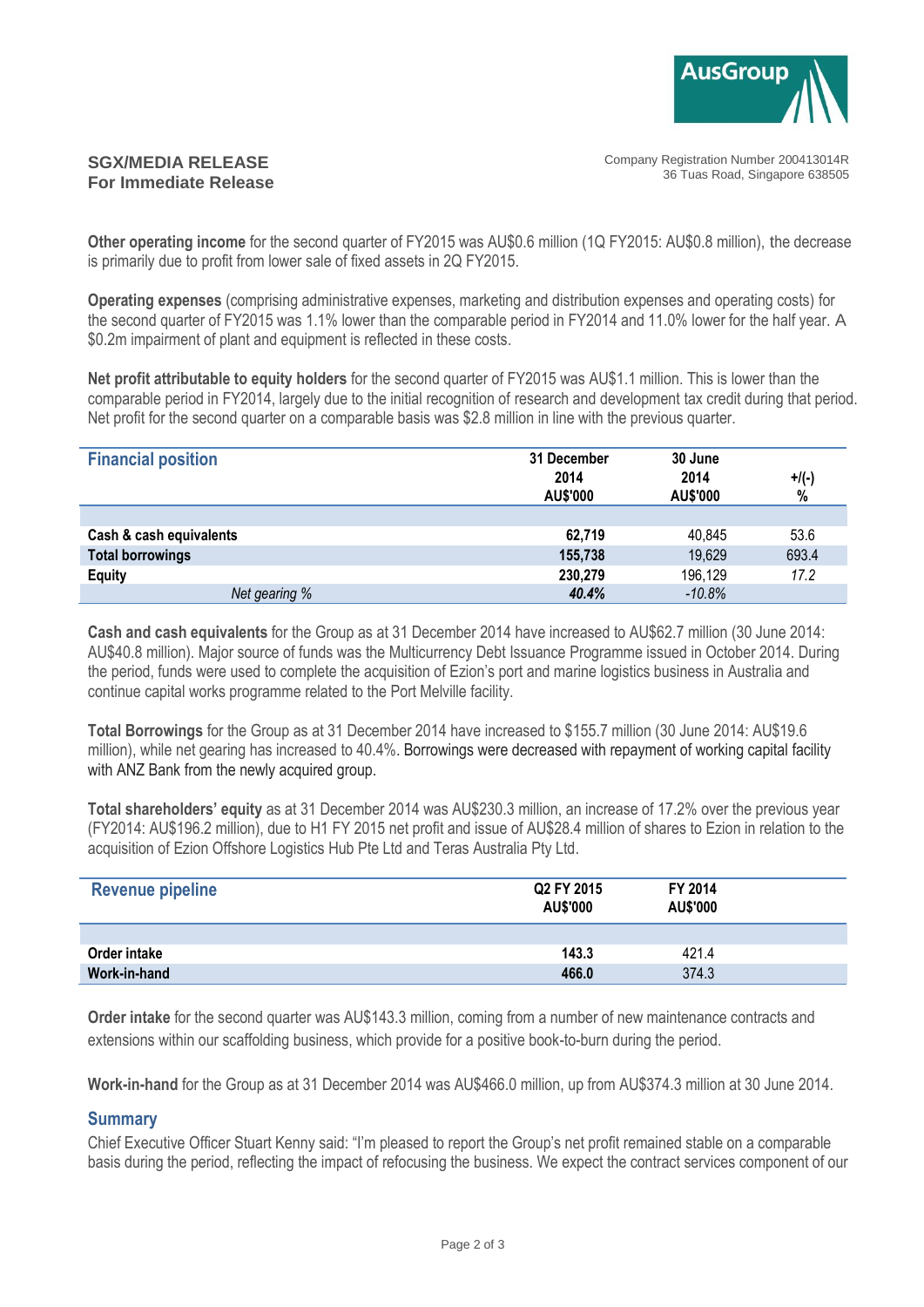**SGX/MEDIA RELEASE**
**For Immediate Release**

Company Registration Number 200413014R
36 Tuas Road, Singapore 638505

**Other operating income** for the second quarter of FY2015 was AU$0.6 million (1Q FY2015: AU$0.8 million), the decrease is primarily due to profit from lower sale of fixed assets in 2Q FY2015.

**Operating expenses** (comprising administrative expenses, marketing and distribution expenses and operating costs) for the second quarter of FY2015 was 1.1% lower than the comparable period in FY2014 and 11.0% lower for the half year. A $0.2m impairment of plant and equipment is reflected in these costs.

**Net profit attributable to equity holders** for the second quarter of FY2015 was AU$1.1 million. This is lower than the comparable period in FY2014, largely due to the initial recognition of research and development tax credit during that period. Net profit for the second quarter on a comparable basis was $2.8 million in line with the previous quarter.

| Financial position | 31 December 2014 AU$'000 | 30 June 2014 AU$'000 | +/(-) % |
|---|---|---|---|
| **Cash & cash equivalents** | **62,719** | 40,845 | 53.6 |
| **Total borrowings** | **155,738** | 19,629 | 693.4 |
| **Equity** | **230,279** | 196,129 | *17.2* |
| *Net gearing %* | ***40.4%*** | *-10.8%* | |

**Cash and cash equivalents** for the Group as at 31 December 2014 have increased to AU$62.7 million (30 June 2014: AU$40.8 million). Major source of funds was the Multicurrency Debt Issuance Programme issued in October 2014. During the period, funds were used to complete the acquisition of Ezion's port and marine logistics business in Australia and continue capital works programme related to the Port Melville facility.

**Total Borrowings** for the Group as at 31 December 2014 have increased to $155.7 million (30 June 2014: AU$19.6 million), while net gearing has increased to 40.4%. Borrowings were decreased with repayment of working capital facility with ANZ Bank from the newly acquired group.

**Total shareholders' equity** as at 31 December 2014 was AU$230.3 million, an increase of 17.2% over the previous year (FY2014: AU$196.2 million), due to H1 FY 2015 net profit and issue of AU$28.4 million of shares to Ezion in relation to the acquisition of Ezion Offshore Logistics Hub Pte Ltd and Teras Australia Pty Ltd.

| Revenue pipeline | Q2 FY 2015 AU$'000 | FY 2014 AU$'000 |
|---|---|---|
| **Order intake** | **143.3** | 421.4 |
| **Work-in-hand** | **466.0** | 374.3 |

**Order intake** for the second quarter was AU$143.3 million, coming from a number of new maintenance contracts and extensions within our scaffolding business, which provide for a positive book-to-burn during the period.

**Work-in-hand** for the Group as at 31 December 2014 was AU$466.0 million, up from AU$374.3 million at 30 June 2014.

## Summary

Chief Executive Officer Stuart Kenny said: "I'm pleased to report the Group's net profit remained stable on a comparable basis during the period, reflecting the impact of refocusing the business. We expect the contract services component of our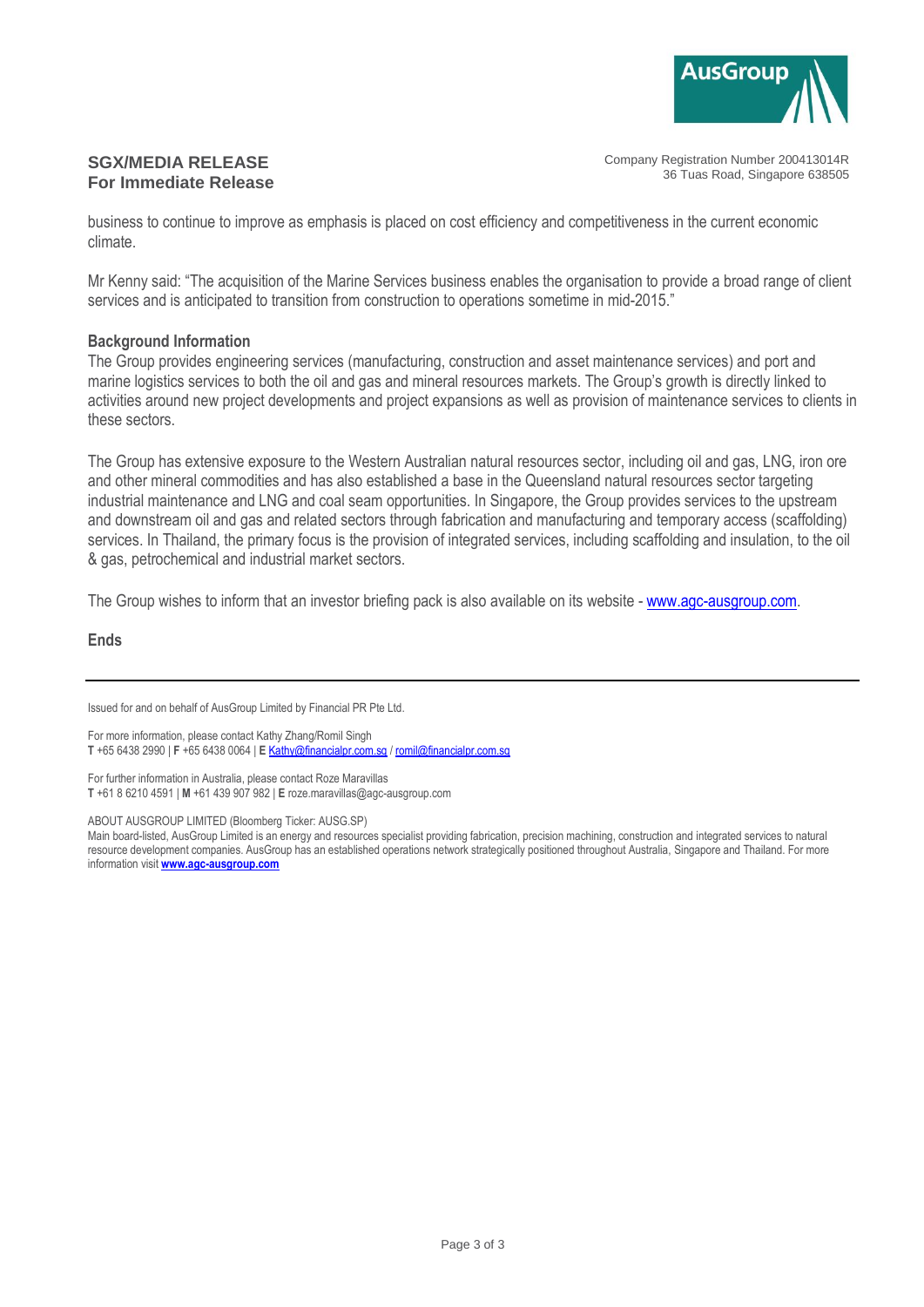business to continue to improve as emphasis is placed on cost efficiency and competitiveness in the current economic climate.

Mr Kenny said: "The acquisition of the Marine Services business enables the organisation to provide a broad range of client services and is anticipated to transition from construction to operations sometime in mid-2015."

**Background Information**

The Group provides engineering services (manufacturing, construction and asset maintenance services) and port and marine logistics services to both the oil and gas and mineral resources markets. The Group's growth is directly linked to activities around new project developments and project expansions as well as provision of maintenance services to clients in these sectors.

The Group has extensive exposure to the Western Australian natural resources sector, including oil and gas, LNG, iron ore and other mineral commodities and has also established a base in the Queensland natural resources sector targeting industrial maintenance and LNG and coal seam opportunities. In Singapore, the Group provides services to the upstream and downstream oil and gas and related sectors through fabrication and manufacturing and temporary access (scaffolding) services. In Thailand, the primary focus is the provision of integrated services, including scaffolding and insulation, to the oil & gas, petrochemical and industrial market sectors.

The Group wishes to inform that an investor briefing pack is also available on its website - www.agc-ausgroup.com.

**Ends**

---

Issued for and on behalf of AusGroup Limited by Financial PR Pte Ltd.

For more information, please contact Kathy Zhang/Romil Singh
**T** +65 6438 2990 | **F** +65 6438 0064 | **E** Kathy@financialpr.com.sg / romil@financialpr.com.sg

For further information in Australia, please contact Roze Maravillas
**T** +61 8 6210 4591 | **M** +61 439 907 982 | **E** roze.maravillas@agc-ausgroup.com

ABOUT AUSGROUP LIMITED (Bloomberg Ticker: AUSG.SP)
Main board-listed, AusGroup Limited is an energy and resources specialist providing fabrication, precision machining, construction and integrated services to natural resource development companies. AusGroup has an established operations network strategically positioned throughout Australia, Singapore and Thailand. For more information visit **www.agc-ausgroup.com**